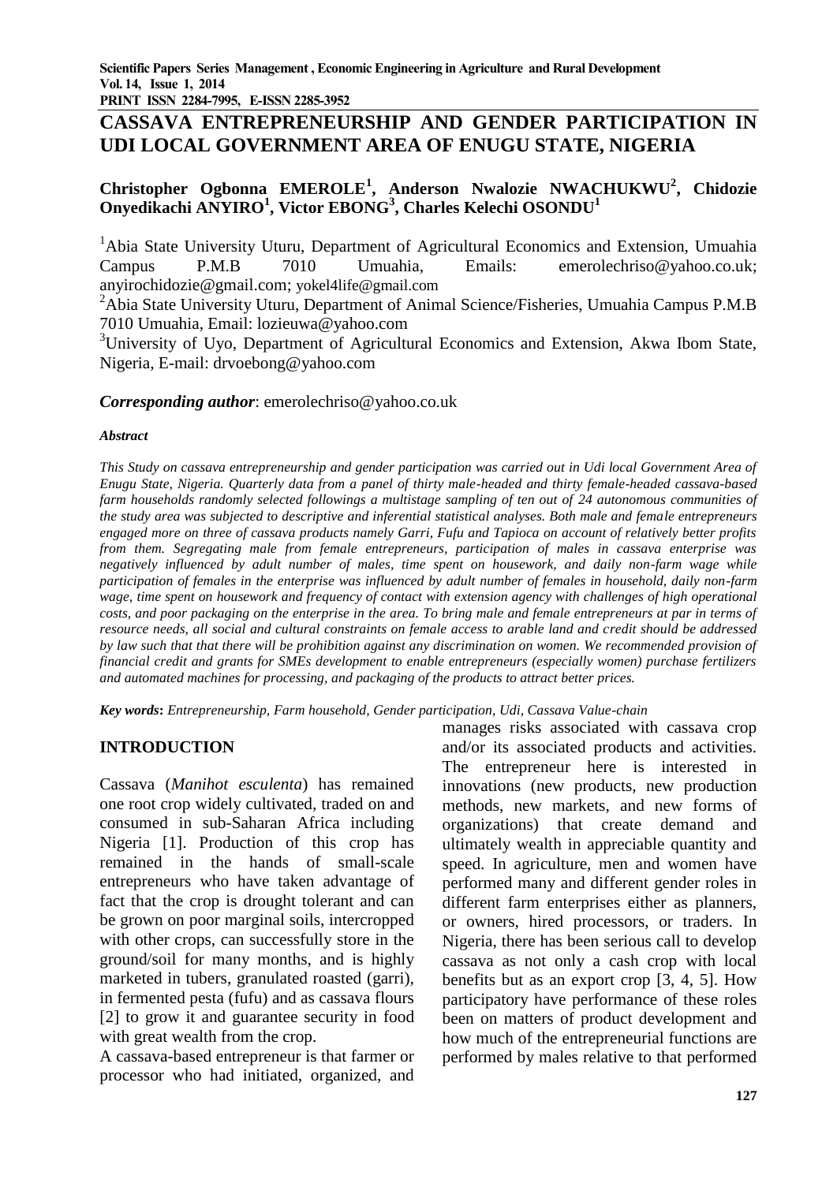# CASSAVA ENTREPRENEURSHIP AND GENDER PARTICIPATION IN UDI LOCAL GOVERNMENT AREA OF ENUGU STATE, NIGERIA

**Christopher Ogbonna EMEROLE[1], Anderson Nwalozie NWACHUKWU[2], Chidozie Onyedikachi ANYIRO[1], Victor EBONG[3], Charles Kelechi OSONDU[1]**

[1]Abia State University Uturu, Department of Agricultural Economics and Extension, Umuahia Campus P.M.B 7010 Umuahia, Emails: emerolechriso@yahoo.co.uk; anyirochidozie@gmail.com; yokel4life@gmail.com

[2]Abia State University Uturu, Department of Animal Science/Fisheries, Umuahia Campus P.M.B 7010 Umuahia, Email: lozieuwa@yahoo.com

[3]University of Uyo, Department of Agricultural Economics and Extension, Akwa Ibom State, Nigeria, E-mail: drvoebong@yahoo.com

***Corresponding author***: emerolechriso@yahoo.co.uk

***Abstract***

*This Study on cassava entrepreneurship and gender participation was carried out in Udi local Government Area of Enugu State, Nigeria. Quarterly data from a panel of thirty male-headed and thirty female-headed cassava-based farm households randomly selected followings a multistage sampling of ten out of 24 autonomous communities of the study area was subjected to descriptive and inferential statistical analyses. Both male and female entrepreneurs engaged more on three of cassava products namely Garri, Fufu and Tapioca on account of relatively better profits from them. Segregating male from female entrepreneurs, participation of males in cassava enterprise was negatively influenced by adult number of males, time spent on housework, and daily non-farm wage while participation of females in the enterprise was influenced by adult number of females in household, daily non-farm wage, time spent on housework and frequency of contact with extension agency with challenges of high operational costs, and poor packaging on the enterprise in the area. To bring male and female entrepreneurs at par in terms of resource needs, all social and cultural constraints on female access to arable land and credit should be addressed by law such that that there will be prohibition against any discrimination on women. We recommended provision of financial credit and grants for SMEs development to enable entrepreneurs (especially women) purchase fertilizers and automated machines for processing, and packaging of the products to attract better prices.*

***Key words*****:** *Entrepreneurship, Farm household, Gender participation, Udi, Cassava Value-chain*

## INTRODUCTION

Cassava (*Manihot esculenta*) has remained one root crop widely cultivated, traded on and consumed in sub-Saharan Africa including Nigeria [1]. Production of this crop has remained in the hands of small-scale entrepreneurs who have taken advantage of fact that the crop is drought tolerant and can be grown on poor marginal soils, intercropped with other crops, can successfully store in the ground/soil for many months, and is highly marketed in tubers, granulated roasted (garri), in fermented pesta (fufu) and as cassava flours [2] to grow it and guarantee security in food with great wealth from the crop.

A cassava-based entrepreneur is that farmer or processor who had initiated, organized, and manages risks associated with cassava crop and/or its associated products and activities. The entrepreneur here is interested in innovations (new products, new production methods, new markets, and new forms of organizations) that create demand and ultimately wealth in appreciable quantity and speed. In agriculture, men and women have performed many and different gender roles in different farm enterprises either as planners, or owners, hired processors, or traders. In Nigeria, there has been serious call to develop cassava as not only a cash crop with local benefits but as an export crop [3, 4, 5]. How participatory have performance of these roles been on matters of product development and how much of the entrepreneurial functions are performed by males relative to that performed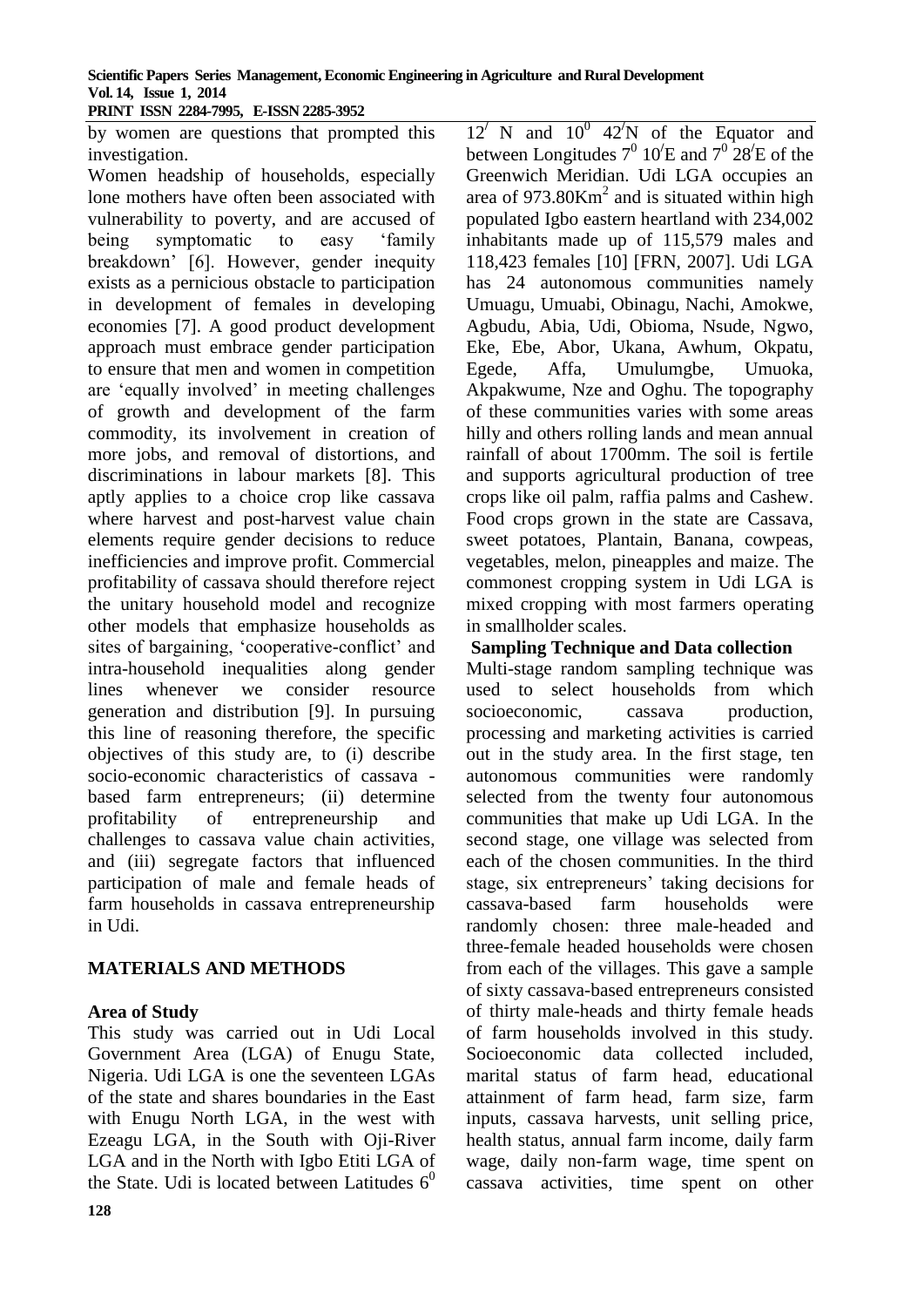by women are questions that prompted this investigation.

Women headship of households, especially lone mothers have often been associated with vulnerability to poverty, and are accused of being symptomatic to easy 'family breakdown' [6]. However, gender inequity exists as a pernicious obstacle to participation in development of females in developing economies [7]. A good product development approach must embrace gender participation to ensure that men and women in competition are 'equally involved' in meeting challenges of growth and development of the farm commodity, its involvement in creation of more jobs, and removal of distortions, and discriminations in labour markets [8]. This aptly applies to a choice crop like cassava where harvest and post-harvest value chain elements require gender decisions to reduce inefficiencies and improve profit. Commercial profitability of cassava should therefore reject the unitary household model and recognize other models that emphasize households as sites of bargaining, 'cooperative-conflict' and intra-household inequalities along gender lines whenever we consider resource generation and distribution [9]. In pursuing this line of reasoning therefore, the specific objectives of this study are, to (i) describe socio-economic characteristics of cassava - based farm entrepreneurs; (ii) determine profitability of entrepreneurship and challenges to cassava value chain activities, and (iii) segregate factors that influenced participation of male and female heads of farm households in cassava entrepreneurship in Udi.

## MATERIALS AND METHODS

### Area of Study

This study was carried out in Udi Local Government Area (LGA) of Enugu State, Nigeria. Udi LGA is one the seventeen LGAs of the state and shares boundaries in the East with Enugu North LGA, in the west with Ezeagu LGA, in the South with Oji-River LGA and in the North with Igbo Etiti LGA of the State. Udi is located between Latitudes $6^0$ $12^{\prime}$ N and $10^0$ $42^{\prime}$N of the Equator and between Longitudes $7^0$ $10^{\prime}$E and $7^0$ $28^{\prime}$E of the Greenwich Meridian. Udi LGA occupies an area of 973.80Km$^2$ and is situated within high populated Igbo eastern heartland with 234,002 inhabitants made up of 115,579 males and 118,423 females [10] [FRN, 2007]. Udi LGA has 24 autonomous communities namely Umuagu, Umuabi, Obinagu, Nachi, Amokwe, Agbudu, Abia, Udi, Obioma, Nsude, Ngwo, Eke, Ebe, Abor, Ukana, Awhum, Okpatu, Egede, Affa, Umulumgbe, Umuoka, Akpakwume, Nze and Oghu. The topography of these communities varies with some areas hilly and others rolling lands and mean annual rainfall of about 1700mm. The soil is fertile and supports agricultural production of tree crops like oil palm, raffia palms and Cashew. Food crops grown in the state are Cassava, sweet potatoes, Plantain, Banana, cowpeas, vegetables, melon, pineapples and maize. The commonest cropping system in Udi LGA is mixed cropping with most farmers operating in smallholder scales.

### Sampling Technique and Data collection

Multi-stage random sampling technique was used to select households from which socioeconomic, cassava production, processing and marketing activities is carried out in the study area. In the first stage, ten autonomous communities were randomly selected from the twenty four autonomous communities that make up Udi LGA. In the second stage, one village was selected from each of the chosen communities. In the third stage, six entrepreneurs' taking decisions for cassava-based farm households were randomly chosen: three male-headed and three-female headed households were chosen from each of the villages. This gave a sample of sixty cassava-based entrepreneurs consisted of thirty male-heads and thirty female heads of farm households involved in this study. Socioeconomic data collected included, marital status of farm head, educational attainment of farm head, farm size, farm inputs, cassava harvests, unit selling price, health status, annual farm income, daily farm wage, daily non-farm wage, time spent on cassava activities, time spent on other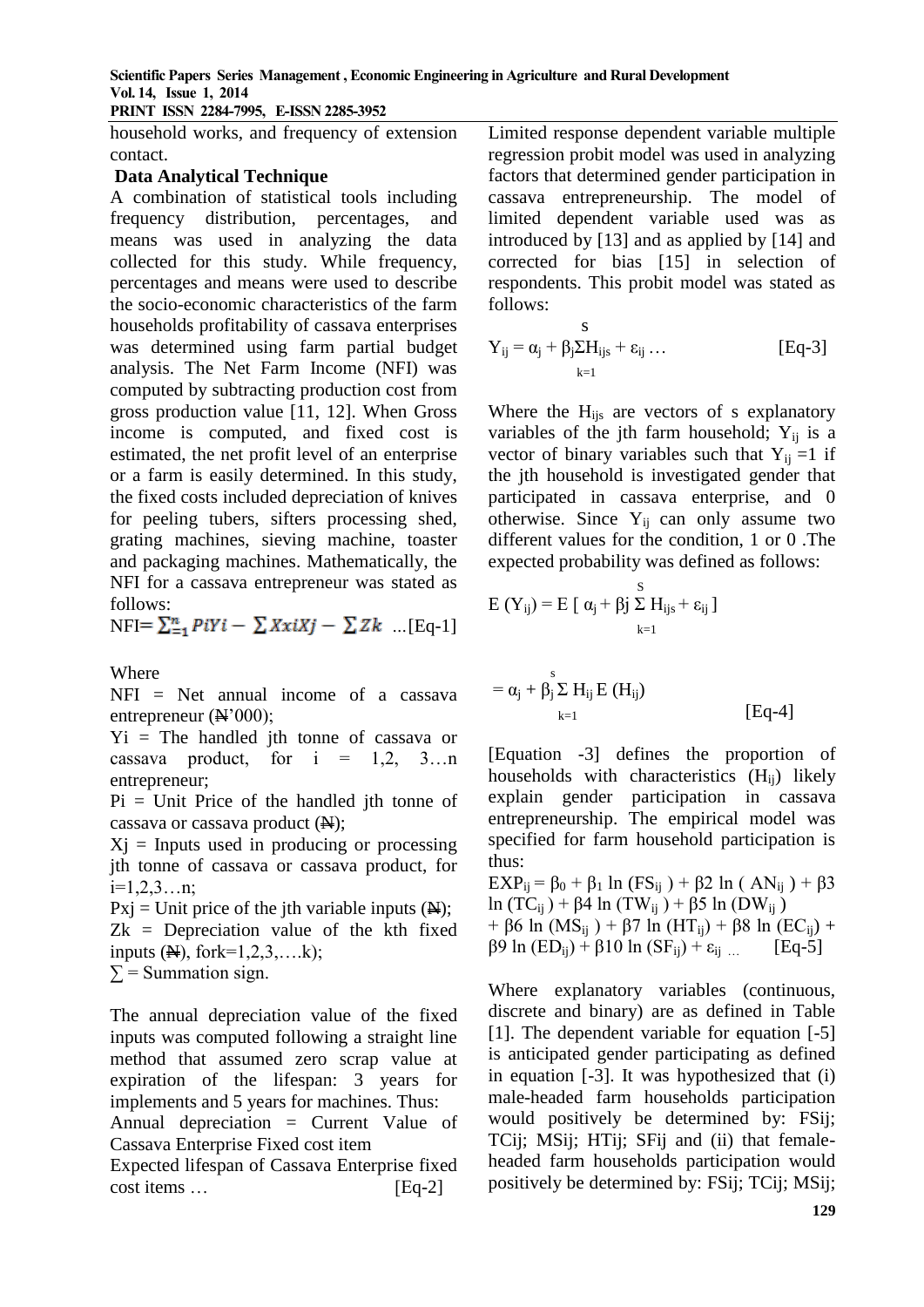household works, and frequency of extension contact.

### Data Analytical Technique

A combination of statistical tools including frequency distribution, percentages, and means was used in analyzing the data collected for this study. While frequency, percentages and means were used to describe the socio-economic characteristics of the farm households profitability of cassava enterprises was determined using farm partial budget analysis. The Net Farm Income (NFI) was computed by subtracting production cost from gross production value [11, 12]. When Gross income is computed, and fixed cost is estimated, the net profit level of an enterprise or a farm is easily determined. In this study, the fixed costs included depreciation of knives for peeling tubers, sifters processing shed, grating machines, sieving machine, toaster and packaging machines. Mathematically, the NFI for a cassava entrepreneur was stated as follows:

$$NFI = \sum_{=1}^{n} PiYi - \sum XxiXj - \sum Zk \quad ...[Eq\text{-}1]$$

Where

NFI = Net annual income of a cassava entrepreneur (₦'000);

Yi = The handled jth tonne of cassava or cassava product, for i = 1,2, 3…n entrepreneur;

Pi = Unit Price of the handled jth tonne of cassava or cassava product (₦);

Xj = Inputs used in producing or processing jth tonne of cassava or cassava product, for i=1,2,3…n;

Pxj = Unit price of the jth variable inputs (₦);

Zk = Depreciation value of the kth fixed inputs (₦), fork=1,2,3,….k);

∑ = Summation sign.

The annual depreciation value of the fixed inputs was computed following a straight line method that assumed zero scrap value at expiration of the lifespan: 3 years for implements and 5 years for machines. Thus:

Annual depreciation = Current Value of Cassava Enterprise Fixed cost item

Expected lifespan of Cassava Enterprise fixed cost items … [Eq-2]

Limited response dependent variable multiple regression probit model was used in analyzing factors that determined gender participation in cassava entrepreneurship. The model of limited dependent variable used was as introduced by [13] and as applied by [14] and corrected for bias [15] in selection of respondents. This probit model was stated as follows:

$$Y_{ij} = \alpha_j + \beta_j \sum_{k=1}^{s} H_{ijs} + \varepsilon_{ij} \ldots \quad [Eq\text{-}3]$$

Where the $H_{ijs}$ are vectors of s explanatory variables of the jth farm household; $Y_{ij}$ is a vector of binary variables such that $Y_{ij}$ =1 if the jth household is investigated gender that participated in cassava enterprise, and 0 otherwise. Since $Y_{ij}$ can only assume two different values for the condition, 1 or 0 .The expected probability was defined as follows:

$$E(Y_{ij}) = E\left[\alpha_j + \beta j \sum_{k=1}^{S} H_{ijs} + \varepsilon_{ij}\right]$$

$$= \alpha_j + \beta_j \sum_{k=1}^{s} H_{ij} E(H_{ij}) \quad [Eq\text{-}4]$$

[Equation -3] defines the proportion of households with characteristics ($H_{ij}$) likely explain gender participation in cassava entrepreneurship. The empirical model was specified for farm household participation is thus:

$$EXP_{ij} = \beta_0 + \beta_1 \ln(FS_{ij}) + \beta 2 \ln(AN_{ij}) + \beta 3 \ln(TC_{ij}) + \beta 4 \ln(TW_{ij}) + \beta 5 \ln(DW_{ij}) + \beta 6 \ln(MS_{ij}) + \beta 7 \ln(HT_{ij}) + \beta 8 \ln(EC_{ij}) + \beta 9 \ln(ED_{ij}) + \beta 10 \ln(SF_{ij}) + \varepsilon_{ij} \ldots \quad [Eq\text{-}5]$$

Where explanatory variables (continuous, discrete and binary) are as defined in Table [1]. The dependent variable for equation [-5] is anticipated gender participating as defined in equation [-3]. It was hypothesized that (i) male-headed farm households participation would positively be determined by: FSij; TCij; MSij; HTij; SFij and (ii) that female-headed farm households participation would positively be determined by: FSij; TCij; MSij;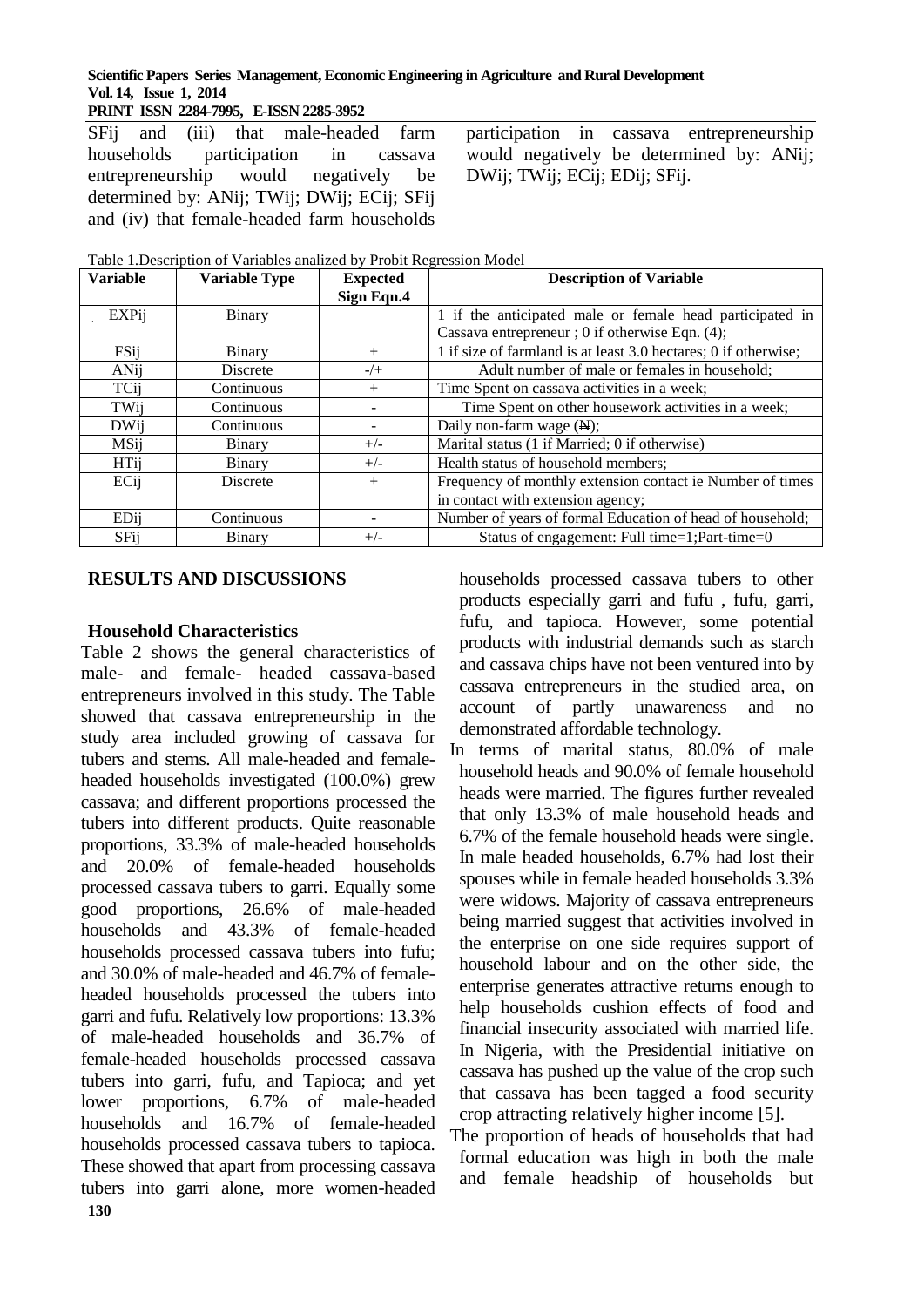SFij and (iii) that male-headed farm households participation in cassava entrepreneurship would negatively be determined by: ANij; TWij; DWij; ECij; SFij and (iv) that female-headed farm households participation in cassava entrepreneurship would negatively be determined by: ANij; DWij; TWij; ECij; EDij; SFij.

Table 1.Description of Variables analized by Probit Regression Model

| Variable | Variable Type | Expected Sign Eqn.4 | Description of Variable |
|---|---|---|---|
| EXPij | Binary | | 1 if the anticipated male or female head participated in Cassava entrepreneur ; 0 if otherwise Eqn. (4); |
| FSij | Binary | + | 1 if size of farmland is at least 3.0 hectares; 0 if otherwise; |
| ANij | Discrete | -/+ | Adult number of male or females in household; |
| TCij | Continuous | + | Time Spent on cassava activities in a week; |
| TWij | Continuous | - | Time Spent on other housework activities in a week; |
| DWij | Continuous | - | Daily non-farm wage (₦); |
| MSij | Binary | +/- | Marital status (1 if Married; 0 if otherwise) |
| HTij | Binary | +/- | Health status of household members; |
| ECij | Discrete | + | Frequency of monthly extension contact ie Number of times in contact with extension agency; |
| EDij | Continuous | - | Number of years of formal Education of head of household; |
| SFij | Binary | +/- | Status of engagement: Full time=1;Part-time=0 |

## RESULTS AND DISCUSSIONS

### Household Characteristics

Table 2 shows the general characteristics of male- and female- headed cassava-based entrepreneurs involved in this study. The Table showed that cassava entrepreneurship in the study area included growing of cassava for tubers and stems. All male-headed and female-headed households investigated (100.0%) grew cassava; and different proportions processed the tubers into different products. Quite reasonable proportions, 33.3% of male-headed households and 20.0% of female-headed households processed cassava tubers to garri. Equally some good proportions, 26.6% of male-headed households and 43.3% of female-headed households processed cassava tubers into fufu; and 30.0% of male-headed and 46.7% of female-headed households processed the tubers into garri and fufu. Relatively low proportions: 13.3% of male-headed households and 36.7% of female-headed households processed cassava tubers into garri, fufu, and Tapioca; and yet lower proportions, 6.7% of male-headed households and 16.7% of female-headed households processed cassava tubers to tapioca. These showed that apart from processing cassava tubers into garri alone, more women-headed households processed cassava tubers to other products especially garri and fufu , fufu, garri, fufu, and tapioca. However, some potential products with industrial demands such as starch and cassava chips have not been ventured into by cassava entrepreneurs in the studied area, on account of partly unawareness and no demonstrated affordable technology.

In terms of marital status, 80.0% of male household heads and 90.0% of female household heads were married. The figures further revealed that only 13.3% of male household heads and 6.7% of the female household heads were single. In male headed households, 6.7% had lost their spouses while in female headed households 3.3% were widows. Majority of cassava entrepreneurs being married suggest that activities involved in the enterprise on one side requires support of household labour and on the other side, the enterprise generates attractive returns enough to help households cushion effects of food and financial insecurity associated with married life. In Nigeria, with the Presidential initiative on cassava has pushed up the value of the crop such that cassava has been tagged a food security crop attracting relatively higher income [5].

The proportion of heads of households that had formal education was high in both the male and female headship of households but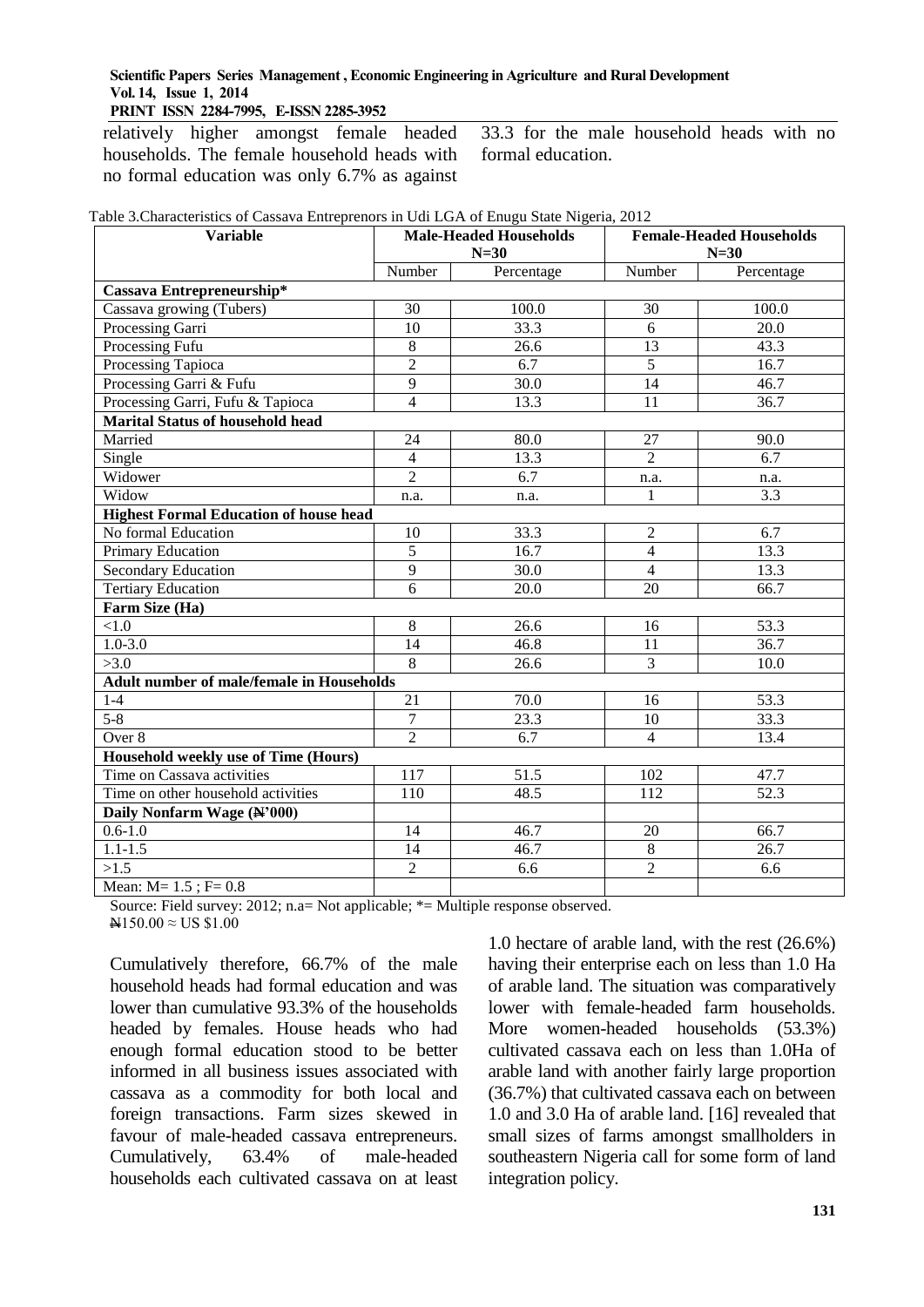relatively higher amongst female headed households. The female household heads with no formal education was only 6.7% as against 33.3 for the male household heads with no formal education.

Table 3.Characteristics of Cassava Entreprenors in Udi LGA of Enugu State Nigeria, 2012

| Variable | Male-Headed Households N=30 | | Female-Headed Households N=30 | |
|---|---|---|---|---|
| | Number | Percentage | Number | Percentage |
| **Cassava Entrepreneurship*** | | | | |
| Cassava growing (Tubers) | 30 | 100.0 | 30 | 100.0 |
| Processing Garri | 10 | 33.3 | 6 | 20.0 |
| Processing Fufu | 8 | 26.6 | 13 | 43.3 |
| Processing Tapioca | 2 | 6.7 | 5 | 16.7 |
| Processing Garri & Fufu | 9 | 30.0 | 14 | 46.7 |
| Processing Garri, Fufu & Tapioca | 4 | 13.3 | 11 | 36.7 |
| **Marital Status of household head** | | | | |
| Married | 24 | 80.0 | 27 | 90.0 |
| Single | 4 | 13.3 | 2 | 6.7 |
| Widower | 2 | 6.7 | n.a. | n.a. |
| Widow | n.a. | n.a. | 1 | 3.3 |
| **Highest Formal Education of house head** | | | | |
| No formal Education | 10 | 33.3 | 2 | 6.7 |
| Primary Education | 5 | 16.7 | 4 | 13.3 |
| Secondary Education | 9 | 30.0 | 4 | 13.3 |
| Tertiary Education | 6 | 20.0 | 20 | 66.7 |
| **Farm Size (Ha)** | | | | |
| <1.0 | 8 | 26.6 | 16 | 53.3 |
| 1.0-3.0 | 14 | 46.8 | 11 | 36.7 |
| >3.0 | 8 | 26.6 | 3 | 10.0 |
| **Adult number of male/female in Households** | | | | |
| 1-4 | 21 | 70.0 | 16 | 53.3 |
| 5-8 | 7 | 23.3 | 10 | 33.3 |
| Over 8 | 2 | 6.7 | 4 | 13.4 |
| **Household weekly use of Time (Hours)** | | | | |
| Time on Cassava activities | 117 | 51.5 | 102 | 47.7 |
| Time on other household activities | 110 | 48.5 | 112 | 52.3 |
| **Daily Nonfarm Wage (₦'000)** | | | | |
| 0.6-1.0 | 14 | 46.7 | 20 | 66.7 |
| 1.1-1.5 | 14 | 46.7 | 8 | 26.7 |
| >1.5 | 2 | 6.6 | 2 | 6.6 |
| Mean: M= 1.5 ; F= 0.8 | | | | |

Source: Field survey: 2012; n.a= Not applicable; *= Multiple response observed.
₦150.00 ≈ US $1.00

Cumulatively therefore, 66.7% of the male household heads had formal education and was lower than cumulative 93.3% of the households headed by females. House heads who had enough formal education stood to be better informed in all business issues associated with cassava as a commodity for both local and foreign transactions. Farm sizes skewed in favour of male-headed cassava entrepreneurs. Cumulatively, 63.4% of male-headed households each cultivated cassava on at least 1.0 hectare of arable land, with the rest (26.6%) having their enterprise each on less than 1.0 Ha of arable land. The situation was comparatively lower with female-headed farm households. More women-headed households (53.3%) cultivated cassava each on less than 1.0Ha of arable land with another fairly large proportion (36.7%) that cultivated cassava each on between 1.0 and 3.0 Ha of arable land. [16] revealed that small sizes of farms amongst smallholders in southeastern Nigeria call for some form of land integration policy.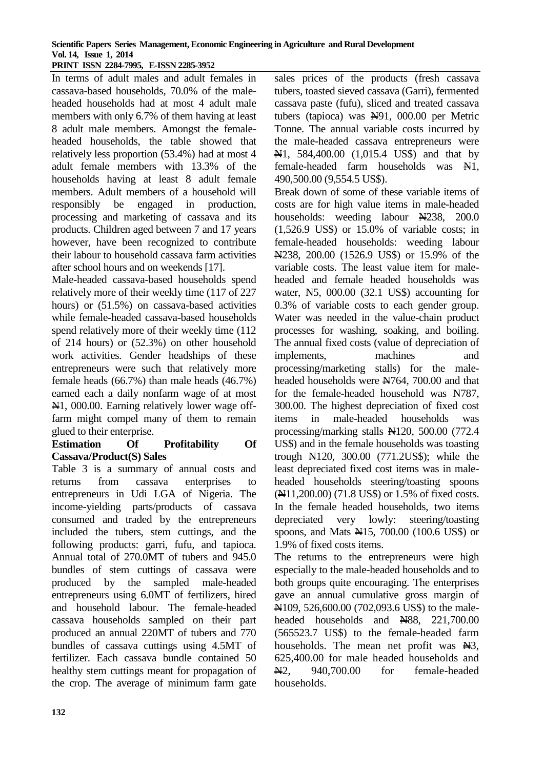In terms of adult males and adult females in cassava-based households, 70.0% of the male-headed households had at most 4 adult male members with only 6.7% of them having at least 8 adult male members. Amongst the female-headed households, the table showed that relatively less proportion (53.4%) had at most 4 adult female members with 13.3% of the households having at least 8 adult female members. Adult members of a household will responsibly be engaged in production, processing and marketing of cassava and its products. Children aged between 7 and 17 years however, have been recognized to contribute their labour to household cassava farm activities after school hours and on weekends [17].

Male-headed cassava-based households spend relatively more of their weekly time (117 of 227 hours) or (51.5%) on cassava-based activities while female-headed cassava-based households spend relatively more of their weekly time (112 of 214 hours) or (52.3%) on other household work activities. Gender headships of these entrepreneurs were such that relatively more female heads (66.7%) than male heads (46.7%) earned each a daily nonfarm wage of at most ₦1, 000.00. Earning relatively lower wage off-farm might compel many of them to remain glued to their enterprise.

**Estimation Of Profitability Of Cassava/Product(S) Sales**

Table 3 is a summary of annual costs and returns from cassava enterprises to entrepreneurs in Udi LGA of Nigeria. The income-yielding parts/products of cassava consumed and traded by the entrepreneurs included the tubers, stem cuttings, and the following products: garri, fufu, and tapioca. Annual total of 270.0MT of tubers and 945.0 bundles of stem cuttings of cassava were produced by the sampled male-headed entrepreneurs using 6.0MT of fertilizers, hired and household labour. The female-headed cassava households sampled on their part produced an annual 220MT of tubers and 770 bundles of cassava cuttings using 4.5MT of fertilizer. Each cassava bundle contained 50 healthy stem cuttings meant for propagation of the crop. The average of minimum farm gate sales prices of the products (fresh cassava tubers, toasted sieved cassava (Garri), fermented cassava paste (fufu), sliced and treated cassava tubers (tapioca) was ₦91, 000.00 per Metric Tonne. The annual variable costs incurred by the male-headed cassava entrepreneurs were ₦1, 584,400.00 (1,015.4 US$) and that by female-headed farm households was ₦1, 490,500.00 (9,554.5 US$).

Break down of some of these variable items of costs are for high value items in male-headed households: weeding labour ₦238, 200.0 (1,526.9 US$) or 15.0% of variable costs; in female-headed households: weeding labour ₦238, 200.00 (1526.9 US$) or 15.9% of the variable costs. The least value item for male-headed and female headed households was water, ₦5, 000.00 (32.1 US$) accounting for 0.3% of variable costs to each gender group. Water was needed in the value-chain product processes for washing, soaking, and boiling. The annual fixed costs (value of depreciation of implements, machines and processing/marketing stalls) for the male-headed households were ₦764, 700.00 and that for the female-headed household was ₦787, 300.00. The highest depreciation of fixed cost items in male-headed households was processing/marking stalls ₦120, 500.00 (772.4 US$) and in the female households was toasting trough ₦120, 300.00 (771.2US$); while the least depreciated fixed cost items was in male-headed households steering/toasting spoons (₦11,200.00) (71.8 US$) or 1.5% of fixed costs. In the female headed households, two items depreciated very lowly: steering/toasting spoons, and Mats ₦15, 700.00 (100.6 US$) or 1.9% of fixed costs items.

The returns to the entrepreneurs were high especially to the male-headed households and to both groups quite encouraging. The enterprises gave an annual cumulative gross margin of ₦109, 526,600.00 (702,093.6 US$) to the male-headed households and ₦88, 221,700.00 (565523.7 US$) to the female-headed farm households. The mean net profit was ₦3, 625,400.00 for male headed households and ₦2, 940,700.00 for female-headed households.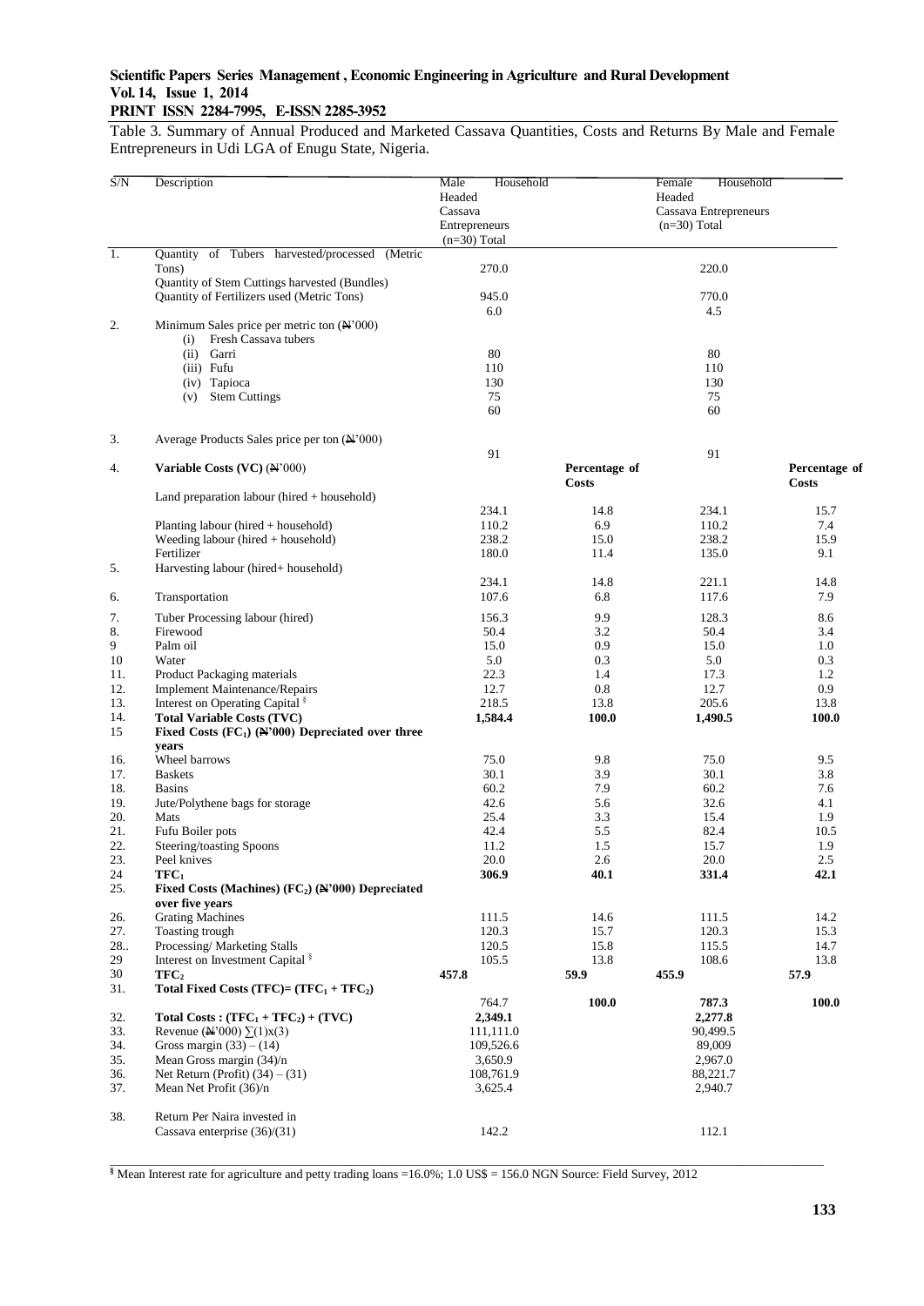Table 3. Summary of Annual Produced and Marketed Cassava Quantities, Costs and Returns By Male and Female Entrepreneurs in Udi LGA of Enugu State, Nigeria.

| S/N | Description | Male Household Headed Cassava Entrepreneurs (n=30) Total | | Female Household Headed Cassava Entrepreneurs (n=30) Total | |
|---|---|---|---|---|---|
| 1. | Quantity of Tubers harvested/processed (Metric Tons) | 270.0 | | 220.0 | |
| | Quantity of Stem Cuttings harvested (Bundles) | 945.0 | | 770.0 | |
| | Quantity of Fertilizers used (Metric Tons) | 6.0 | | 4.5 | |
| 2. | Minimum Sales price per metric ton (₦'000) | | | | |
| | (i) Fresh Cassava tubers | 80 | | 80 | |
| | (ii) Garri | 110 | | 110 | |
| | (iii) Fufu | 130 | | 130 | |
| | (iv) Tapioca | 75 | | 75 | |
| | (v) Stem Cuttings | 60 | | 60 | |
| 3. | Average Products Sales price per ton (₦'000) | 91 | | 91 | |
| 4. | **Variable Costs (VC)** (₦'000) | | **Percentage of Costs** | | **Percentage of Costs** |
| | Land preparation labour (hired + household) | 234.1 | 14.8 | 234.1 | 15.7 |
| | Planting labour (hired + household) | 110.2 | 6.9 | 110.2 | 7.4 |
| | Weeding labour (hired + household) | 238.2 | 15.0 | 238.2 | 15.9 |
| | Fertilizer | 180.0 | 11.4 | 135.0 | 9.1 |
| 5. | Harvesting labour (hired+ household) | 234.1 | 14.8 | 221.1 | 14.8 |
| 6. | Transportation | 107.6 | 6.8 | 117.6 | 7.9 |
| 7. | Tuber Processing labour (hired) | 156.3 | 9.9 | 128.3 | 8.6 |
| 8. | Firewood | 50.4 | 3.2 | 50.4 | 3.4 |
| 9 | Palm oil | 15.0 | 0.9 | 15.0 | 1.0 |
| 10 | Water | 5.0 | 0.3 | 5.0 | 0.3 |
| 11. | Product Packaging materials | 22.3 | 1.4 | 17.3 | 1.2 |
| 12. | Implement Maintenance/Repairs | 12.7 | 0.8 | 12.7 | 0.9 |
| 13. | Interest on Operating Capital § | 218.5 | 13.8 | 205.6 | 13.8 |
| 14. | **Total Variable Costs (TVC)** | **1,584.4** | **100.0** | **1,490.5** | **100.0** |
| 15 | **Fixed Costs ($FC_1$) (₦'000) Depreciated over three years** | | | | |
| 16. | Wheel barrows | 75.0 | 9.8 | 75.0 | 9.5 |
| 17. | Baskets | 30.1 | 3.9 | 30.1 | 3.8 |
| 18. | Basins | 60.2 | 7.9 | 60.2 | 7.6 |
| 19. | Jute/Polythene bags for storage | 42.6 | 5.6 | 32.6 | 4.1 |
| 20. | Mats | 25.4 | 3.3 | 15.4 | 1.9 |
| 21. | Fufu Boiler pots | 42.4 | 5.5 | 82.4 | 10.5 |
| 22. | Steering/toasting Spoons | 11.2 | 1.5 | 15.7 | 1.9 |
| 23. | Peel knives | 20.0 | 2.6 | 20.0 | 2.5 |
| 24 | **$TFC_1$** | **306.9** | **40.1** | **331.4** | **42.1** |
| 25. | **Fixed Costs (Machines) ($FC_2$) (₦'000) Depreciated over five years** | | | | |
| 26. | Grating Machines | 111.5 | 14.6 | 111.5 | 14.2 |
| 27. | Toasting trough | 120.3 | 15.7 | 120.3 | 15.3 |
| 28.. | Processing/ Marketing Stalls | 120.5 | 15.8 | 115.5 | 14.7 |
| 29 | Interest on Investment Capital § | 105.5 | 13.8 | 108.6 | 13.8 |
| 30 | **$TFC_2$** | **457.8** | **59.9** | **455.9** | **57.9** |
| 31. | **Total Fixed Costs (TFC)= ($TFC_1$ + $TFC_2$)** | 764.7 | **100.0** | 787.3 | **100.0** |
| 32. | **Total Costs : ($TFC_1$ + $TFC_2$) + (TVC)** | **2,349.1** | | **2,277.8** | |
| 33. | Revenue (₦'000) $\sum(1)x(3)$ | 111,111.0 | | 90,499.5 | |
| 34. | Gross margin (33) – (14) | 109,526.6 | | 89,009 | |
| 35. | Mean Gross margin (34)/n | 3,650.9 | | 2,967.0 | |
| 36. | Net Return (Profit) (34) – (31) | 108,761.9 | | 88,221.7 | |
| 37. | Mean Net Profit (36)/n | 3,625.4 | | 2,940.7 | |
| 38. | Return Per Naira invested in Cassava enterprise (36)/(31) | 142.2 | | 112.1 | |

§ Mean Interest rate for agriculture and petty trading loans =16.0%; 1.0 US$ = 156.0 NGN Source: Field Survey, 2012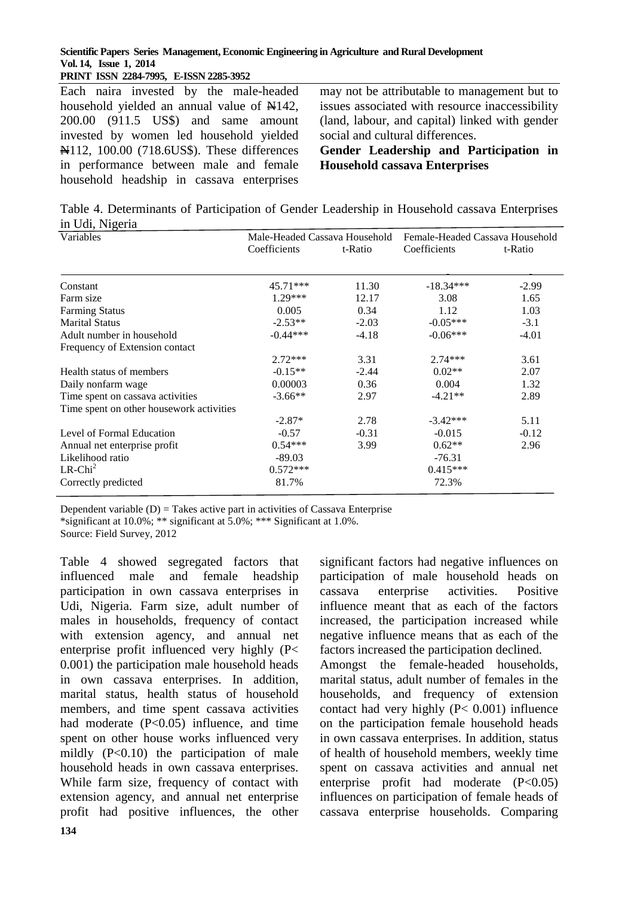Each naira invested by the male-headed household yielded an annual value of ₦142, 200.00 (911.5 US$) and same amount invested by women led household yielded ₦112, 100.00 (718.6US$). These differences in performance between male and female household headship in cassava enterprises may not be attributable to management but to issues associated with resource inaccessibility (land, labour, and capital) linked with gender social and cultural differences.

**Gender Leadership and Participation in Household cassava Enterprises**

Table 4. Determinants of Participation of Gender Leadership in Household cassava Enterprises in Udi, Nigeria

| Variables | Male-Headed Cassava Household | | Female-Headed Cassava Household | |
|---|---|---|---|---|
| | Coefficients | t-Ratio | Coefficients | t-Ratio |
| Constant | 45.71*** | 11.30 | -18.34*** | -2.99 |
| Farm size | 1.29*** | 12.17 | 3.08 | 1.65 |
| Farming Status | 0.005 | 0.34 | 1.12 | 1.03 |
| Marital Status | -2.53** | -2.03 | -0.05*** | -3.1 |
| Adult number in household | -0.44*** | -4.18 | -0.06*** | -4.01 |
| Frequency of Extension contact | 2.72*** | 3.31 | 2.74*** | 3.61 |
| Health status of members | -0.15** | -2.44 | 0.02** | 2.07 |
| Daily nonfarm wage | 0.00003 | 0.36 | 0.004 | 1.32 |
| Time spent on cassava activities | -3.66** | 2.97 | -4.21** | 2.89 |
| Time spent on other housework activities | -2.87* | 2.78 | -3.42*** | 5.11 |
| Level of Formal Education | -0.57 | -0.31 | -0.015 | -0.12 |
| Annual net enterprise profit | 0.54*** | 3.99 | 0.62** | 2.96 |
| Likelihood ratio | -89.03 | | -76.31 | |
| LR-Chi$^2$ | 0.572*** | | 0.415*** | |
| Correctly predicted | 81.7% | | 72.3% | |

Dependent variable (D) = Takes active part in activities of Cassava Enterprise
*significant at 10.0%; ** significant at 5.0%; *** Significant at 1.0%.
Source: Field Survey, 2012

Table 4 showed segregated factors that influenced male and female headship participation in own cassava enterprises in Udi, Nigeria. Farm size, adult number of males in households, frequency of contact with extension agency, and annual net enterprise profit influenced very highly (P< 0.001) the participation male household heads in own cassava enterprises. In addition, marital status, health status of household members, and time spent cassava activities had moderate (P<0.05) influence, and time spent on other house works influenced very mildly (P<0.10) the participation of male household heads in own cassava enterprises. While farm size, frequency of contact with extension agency, and annual net enterprise profit had positive influences, the other significant factors had negative influences on participation of male household heads on cassava enterprise activities. Positive influence meant that as each of the factors increased, the participation increased while negative influence means that as each of the factors increased the participation declined.

Amongst the female-headed households, marital status, adult number of females in the households, and frequency of extension contact had very highly (P< 0.001) influence on the participation female household heads in own cassava enterprises. In addition, status of health of household members, weekly time spent on cassava activities and annual net enterprise profit had moderate (P<0.05) influences on participation of female heads of cassava enterprise households. Comparing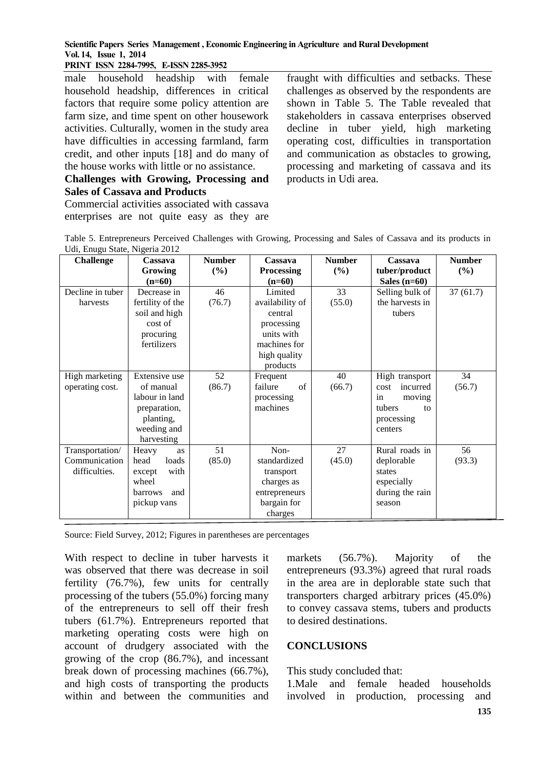male household headship with female household headship, differences in critical factors that require some policy attention are farm size, and time spent on other housework activities. Culturally, women in the study area have difficulties in accessing farmland, farm credit, and other inputs [18] and do many of the house works with little or no assistance.

**Challenges with Growing, Processing and Sales of Cassava and Products**

Commercial activities associated with cassava enterprises are not quite easy as they are fraught with difficulties and setbacks. These challenges as observed by the respondents are shown in Table 5. The Table revealed that stakeholders in cassava enterprises observed decline in tuber yield, high marketing operating cost, difficulties in transportation and communication as obstacles to growing, processing and marketing of cassava and its products in Udi area.

Table 5. Entrepreneurs Perceived Challenges with Growing, Processing and Sales of Cassava and its products in Udi, Enugu State, Nigeria 2012

| Challenge | Cassava Growing (n=60) | Number (%) | Cassava Processing (n=60) | Number (%) | Cassava tuber/product Sales (n=60) | Number (%) |
|---|---|---|---|---|---|---|
| Decline in tuber harvests | Decrease in fertility of the soil and high cost of procuring fertilizers | 46 (76.7) | Limited availability of central processing units with machines for high quality products | 33 (55.0) | Selling bulk of the harvests in tubers | 37 (61.7) |
| High marketing operating cost. | Extensive use of manual labour in land preparation, planting, weeding and harvesting | 52 (86.7) | Frequent failure of processing machines | 40 (66.7) | High transport cost incurred in moving tubers to processing centers | 34 (56.7) |
| Transportation/ Communication difficulties. | Heavy head loads except with wheel barrows and pickup vans | 51 (85.0) | Non-standardized transport charges as entrepreneurs bargain for charges | 27 (45.0) | Rural roads in deplorable states especially during the rain season | 56 (93.3) |

Source: Field Survey, 2012; Figures in parentheses are percentages

With respect to decline in tuber harvests it was observed that there was decrease in soil fertility (76.7%), few units for centrally processing of the tubers (55.0%) forcing many of the entrepreneurs to sell off their fresh tubers (61.7%). Entrepreneurs reported that marketing operating costs were high on account of drudgery associated with the growing of the crop (86.7%), and incessant break down of processing machines (66.7%), and high costs of transporting the products within and between the communities and markets (56.7%). Majority of the entrepreneurs (93.3%) agreed that rural roads in the area are in deplorable state such that transporters charged arbitrary prices (45.0%) to convey cassava stems, tubers and products to desired destinations.

## CONCLUSIONS

This study concluded that:

1.Male and female headed households involved in production, processing and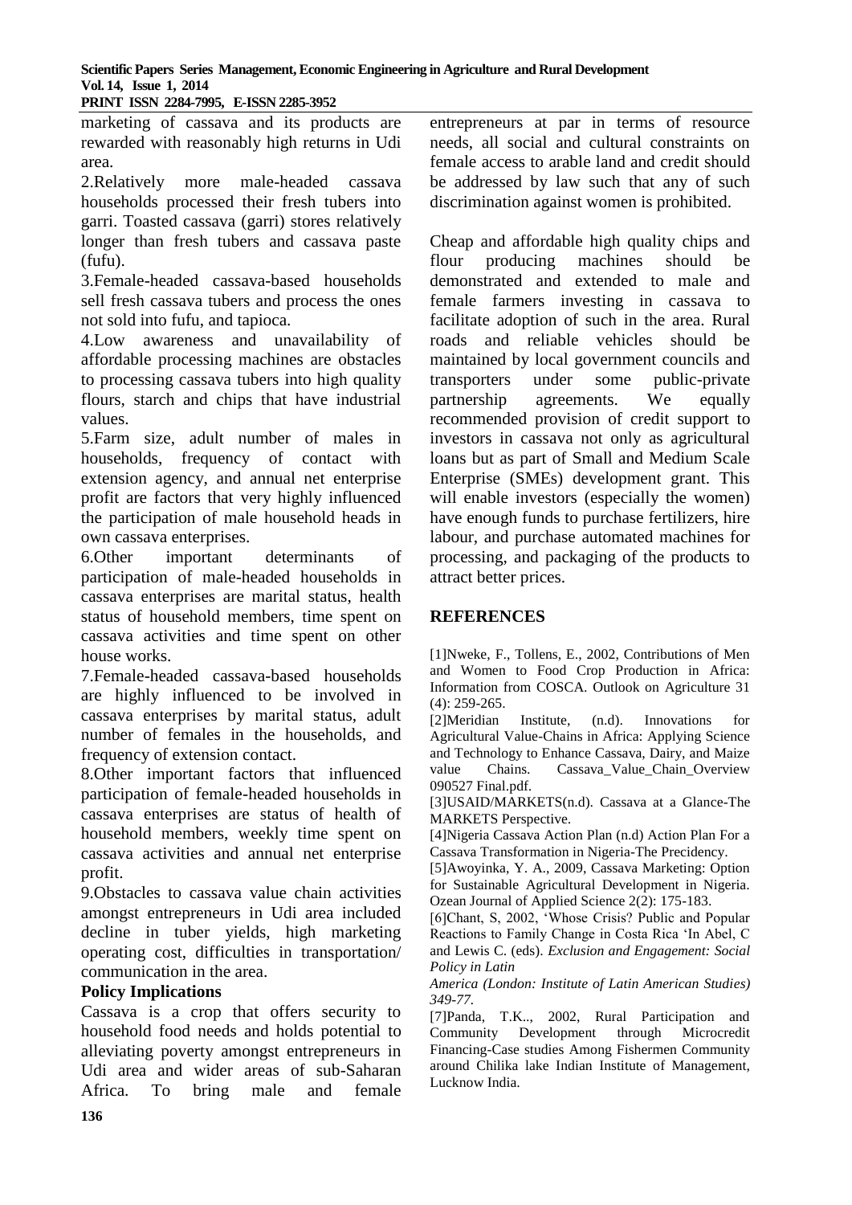marketing of cassava and its products are rewarded with reasonably high returns in Udi area.

2.Relatively more male-headed cassava households processed their fresh tubers into garri. Toasted cassava (garri) stores relatively longer than fresh tubers and cassava paste (fufu).

3.Female-headed cassava-based households sell fresh cassava tubers and process the ones not sold into fufu, and tapioca.

4.Low awareness and unavailability of affordable processing machines are obstacles to processing cassava tubers into high quality flours, starch and chips that have industrial values.

5.Farm size, adult number of males in households, frequency of contact with extension agency, and annual net enterprise profit are factors that very highly influenced the participation of male household heads in own cassava enterprises.

6.Other important determinants of participation of male-headed households in cassava enterprises are marital status, health status of household members, time spent on cassava activities and time spent on other house works.

7.Female-headed cassava-based households are highly influenced to be involved in cassava enterprises by marital status, adult number of females in the households, and frequency of extension contact.

8.Other important factors that influenced participation of female-headed households in cassava enterprises are status of health of household members, weekly time spent on cassava activities and annual net enterprise profit.

9.Obstacles to cassava value chain activities amongst entrepreneurs in Udi area included decline in tuber yields, high marketing operating cost, difficulties in transportation/ communication in the area.

**Policy Implications**

Cassava is a crop that offers security to household food needs and holds potential to alleviating poverty amongst entrepreneurs in Udi area and wider areas of sub-Saharan Africa. To bring male and female entrepreneurs at par in terms of resource needs, all social and cultural constraints on female access to arable land and credit should be addressed by law such that any of such discrimination against women is prohibited.

Cheap and affordable high quality chips and flour producing machines should be demonstrated and extended to male and female farmers investing in cassava to facilitate adoption of such in the area. Rural roads and reliable vehicles should be maintained by local government councils and transporters under some public-private partnership agreements. We equally recommended provision of credit support to investors in cassava not only as agricultural loans but as part of Small and Medium Scale Enterprise (SMEs) development grant. This will enable investors (especially the women) have enough funds to purchase fertilizers, hire labour, and purchase automated machines for processing, and packaging of the products to attract better prices.

## REFERENCES

[1]Nweke, F., Tollens, E., 2002, Contributions of Men and Women to Food Crop Production in Africa: Information from COSCA. Outlook on Agriculture 31 (4): 259-265.

[2]Meridian Institute, (n.d). Innovations for Agricultural Value-Chains in Africa: Applying Science and Technology to Enhance Cassava, Dairy, and Maize value Chains. Cassava_Value_Chain_Overview 090527 Final.pdf.

[3]USAID/MARKETS(n.d). Cassava at a Glance-The MARKETS Perspective.

[4]Nigeria Cassava Action Plan (n.d) Action Plan For a Cassava Transformation in Nigeria-The Precidency.

[5]Awoyinka, Y. A., 2009, Cassava Marketing: Option for Sustainable Agricultural Development in Nigeria. Ozean Journal of Applied Science 2(2): 175-183.

[6]Chant, S, 2002, 'Whose Crisis? Public and Popular Reactions to Family Change in Costa Rica 'In Abel, C and Lewis C. (eds). *Exclusion and Engagement: Social Policy in Latin America (London: Institute of Latin American Studies) 349-77.*

[7]Panda, T.K.., 2002, Rural Participation and Community Development through Microcredit Financing-Case studies Among Fishermen Community around Chilika lake Indian Institute of Management, Lucknow India.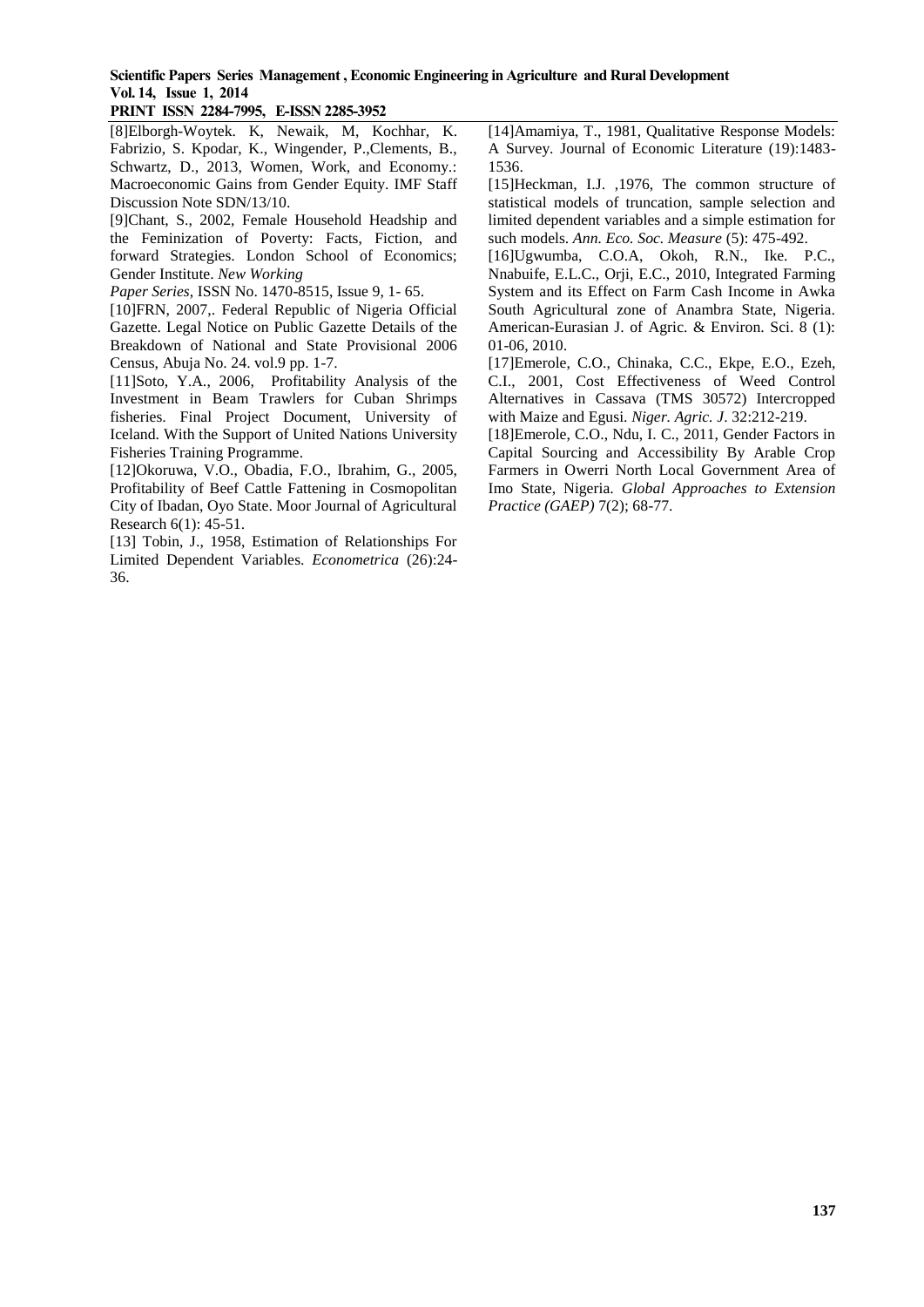[8]Elborgh-Woytek. K, Newaik, M, Kochhar, K. Fabrizio, S. Kpodar, K., Wingender, P.,Clements, B., Schwartz, D., 2013, Women, Work, and Economy.: Macroeconomic Gains from Gender Equity. IMF Staff Discussion Note SDN/13/10.

[9]Chant, S., 2002, Female Household Headship and the Feminization of Poverty: Facts, Fiction, and forward Strategies. London School of Economics; Gender Institute. *New Working Paper Series*, ISSN No. 1470-8515, Issue 9, 1- 65.

[10]FRN, 2007,. Federal Republic of Nigeria Official Gazette. Legal Notice on Public Gazette Details of the Breakdown of National and State Provisional 2006 Census, Abuja No. 24. vol.9 pp. 1-7.

[11]Soto, Y.A., 2006, Profitability Analysis of the Investment in Beam Trawlers for Cuban Shrimps fisheries. Final Project Document, University of Iceland. With the Support of United Nations University Fisheries Training Programme.

[12]Okoruwa, V.O., Obadia, F.O., Ibrahim, G., 2005, Profitability of Beef Cattle Fattening in Cosmopolitan City of Ibadan, Oyo State. Moor Journal of Agricultural Research 6(1): 45-51.

[13] Tobin, J., 1958, Estimation of Relationships For Limited Dependent Variables. *Econometrica* (26):24-36.

[14]Amamiya, T., 1981, Qualitative Response Models: A Survey. Journal of Economic Literature (19):1483-1536.

[15]Heckman, I.J. ,1976, The common structure of statistical models of truncation, sample selection and limited dependent variables and a simple estimation for such models. *Ann. Eco. Soc. Measure* (5): 475-492.

[16]Ugwumba, C.O.A, Okoh, R.N., Ike. P.C., Nnabuife, E.L.C., Orji, E.C., 2010, Integrated Farming System and its Effect on Farm Cash Income in Awka South Agricultural zone of Anambra State, Nigeria. American-Eurasian J. of Agric. & Environ. Sci. 8 (1): 01-06, 2010.

[17]Emerole, C.O., Chinaka, C.C., Ekpe, E.O., Ezeh, C.I., 2001, Cost Effectiveness of Weed Control Alternatives in Cassava (TMS 30572) Intercropped with Maize and Egusi. *Niger. Agric. J*. 32:212-219.

[18]Emerole, C.O., Ndu, I. C., 2011, Gender Factors in Capital Sourcing and Accessibility By Arable Crop Farmers in Owerri North Local Government Area of Imo State, Nigeria. *Global Approaches to Extension Practice (GAEP)* 7(2); 68-77.